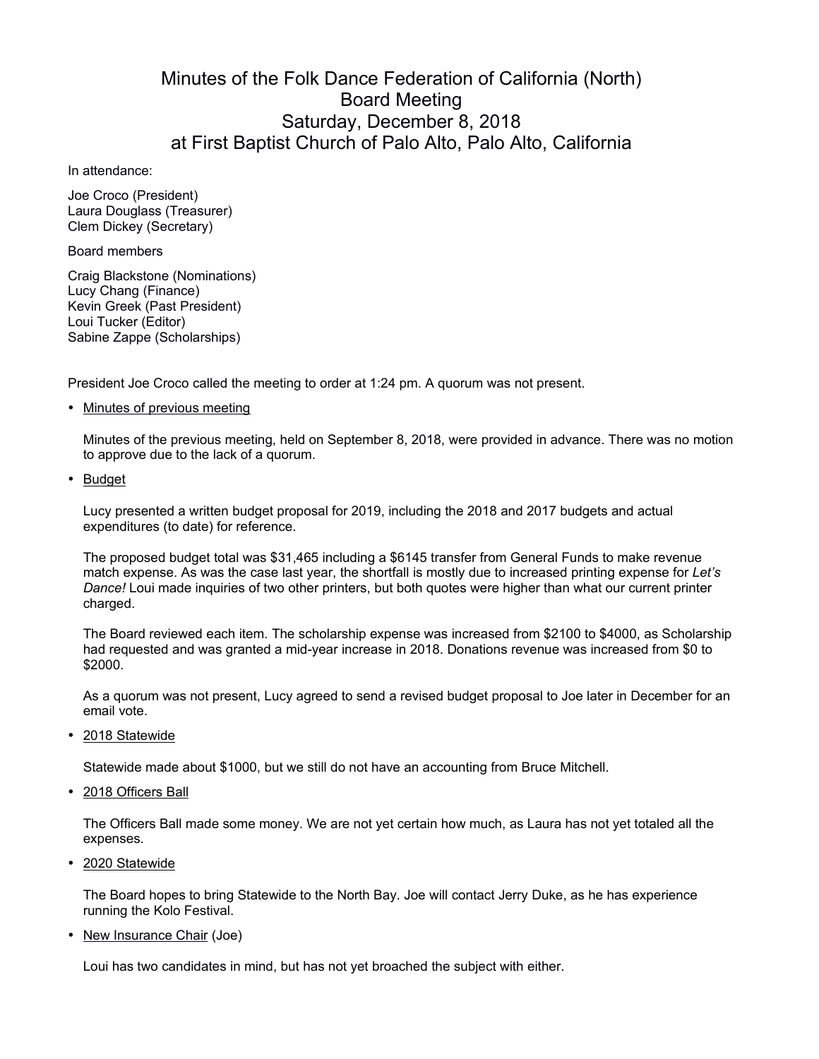# Minutes of the Folk Dance Federation of California (North) Board Meeting
## Saturday, December 8, 2018
## at First Baptist Church of Palo Alto, Palo Alto, California

In attendance:

Joe Croco (President)
Laura Douglass (Treasurer)
Clem Dickey (Secretary)

Board members

Craig Blackstone (Nominations)
Lucy Chang (Finance)
Kevin Greek (Past President)
Loui Tucker (Editor)
Sabine Zappe (Scholarships)

President Joe Croco called the meeting to order at 1:24 pm. A quorum was not present.

- Minutes of previous meeting

  Minutes of the previous meeting, held on September 8, 2018, were provided in advance. There was no motion to approve due to the lack of a quorum.

- Budget

  Lucy presented a written budget proposal for 2019, including the 2018 and 2017 budgets and actual expenditures (to date) for reference.

  The proposed budget total was $31,465 including a $6145 transfer from General Funds to make revenue match expense. As was the case last year, the shortfall is mostly due to increased printing expense for *Let's Dance!* Loui made inquiries of two other printers, but both quotes were higher than what our current printer charged.

  The Board reviewed each item. The scholarship expense was increased from $2100 to $4000, as Scholarship had requested and was granted a mid-year increase in 2018. Donations revenue was increased from $0 to $2000.

  As a quorum was not present, Lucy agreed to send a revised budget proposal to Joe later in December for an email vote.

- 2018 Statewide

  Statewide made about $1000, but we still do not have an accounting from Bruce Mitchell.

- 2018 Officers Ball

  The Officers Ball made some money. We are not yet certain how much, as Laura has not yet totaled all the expenses.

- 2020 Statewide

  The Board hopes to bring Statewide to the North Bay. Joe will contact Jerry Duke, as he has experience running the Kolo Festival.

- New Insurance Chair (Joe)

  Loui has two candidates in mind, but has not yet broached the subject with either.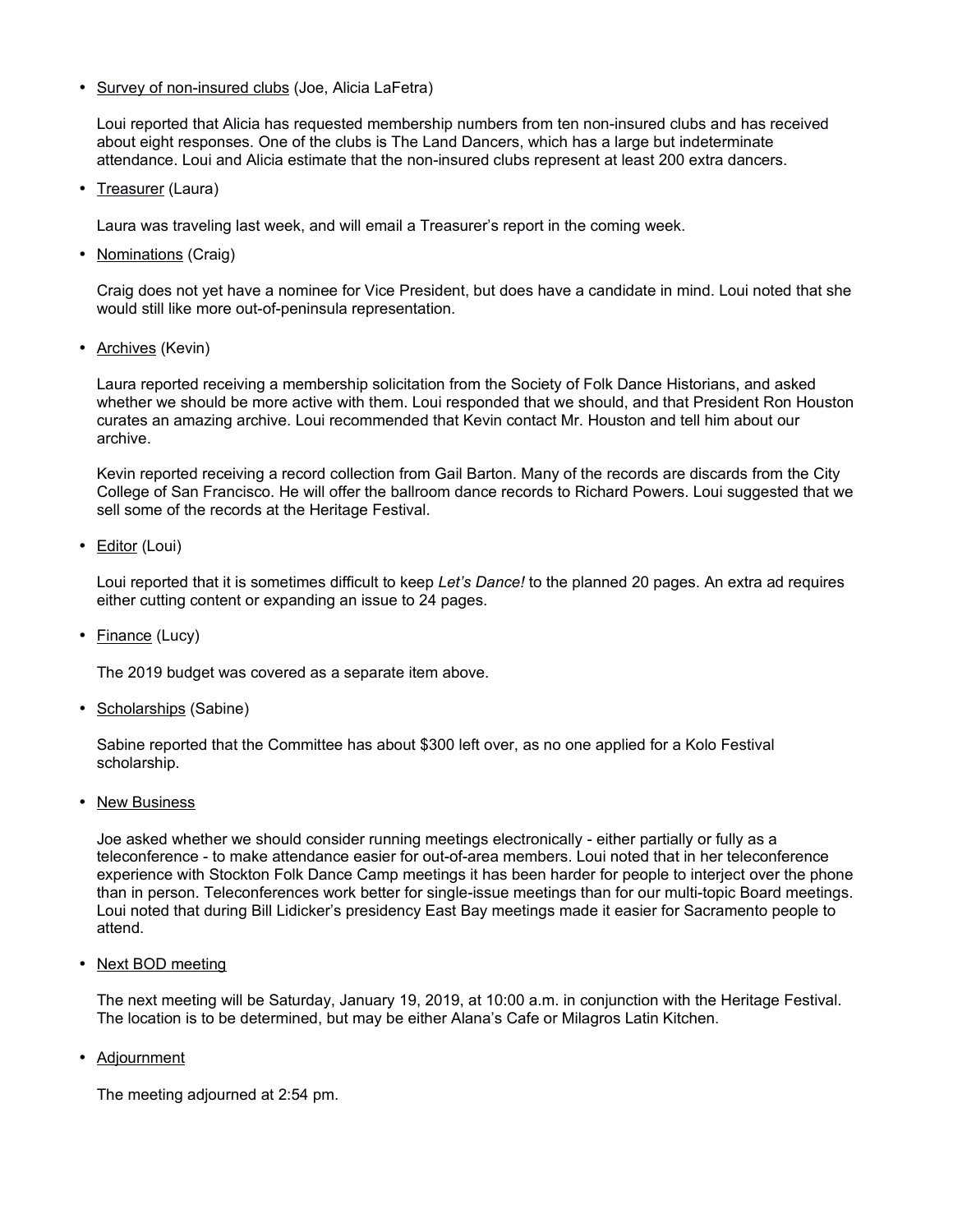- <u>Survey of non-insured clubs</u> (Joe, Alicia LaFetra)

  Loui reported that Alicia has requested membership numbers from ten non-insured clubs and has received about eight responses. One of the clubs is The Land Dancers, which has a large but indeterminate attendance. Loui and Alicia estimate that the non-insured clubs represent at least 200 extra dancers.

- <u>Treasurer</u> (Laura)

  Laura was traveling last week, and will email a Treasurer's report in the coming week.

- <u>Nominations</u> (Craig)

  Craig does not yet have a nominee for Vice President, but does have a candidate in mind. Loui noted that she would still like more out-of-peninsula representation.

- <u>Archives</u> (Kevin)

  Laura reported receiving a membership solicitation from the Society of Folk Dance Historians, and asked whether we should be more active with them. Loui responded that we should, and that President Ron Houston curates an amazing archive. Loui recommended that Kevin contact Mr. Houston and tell him about our archive.

  Kevin reported receiving a record collection from Gail Barton. Many of the records are discards from the City College of San Francisco. He will offer the ballroom dance records to Richard Powers. Loui suggested that we sell some of the records at the Heritage Festival.

- <u>Editor</u> (Loui)

  Loui reported that it is sometimes difficult to keep *Let's Dance!* to the planned 20 pages. An extra ad requires either cutting content or expanding an issue to 24 pages.

- <u>Finance</u> (Lucy)

  The 2019 budget was covered as a separate item above.

- <u>Scholarships</u> (Sabine)

  Sabine reported that the Committee has about $300 left over, as no one applied for a Kolo Festival scholarship.

- <u>New Business</u>

  Joe asked whether we should consider running meetings electronically - either partially or fully as a teleconference - to make attendance easier for out-of-area members. Loui noted that in her teleconference experience with Stockton Folk Dance Camp meetings it has been harder for people to interject over the phone than in person. Teleconferences work better for single-issue meetings than for our multi-topic Board meetings. Loui noted that during Bill Lidicker's presidency East Bay meetings made it easier for Sacramento people to attend.

- <u>Next BOD meeting</u>

  The next meeting will be Saturday, January 19, 2019, at 10:00 a.m. in conjunction with the Heritage Festival. The location is to be determined, but may be either Alana's Cafe or Milagros Latin Kitchen.

- <u>Adjournment</u>

  The meeting adjourned at 2:54 pm.